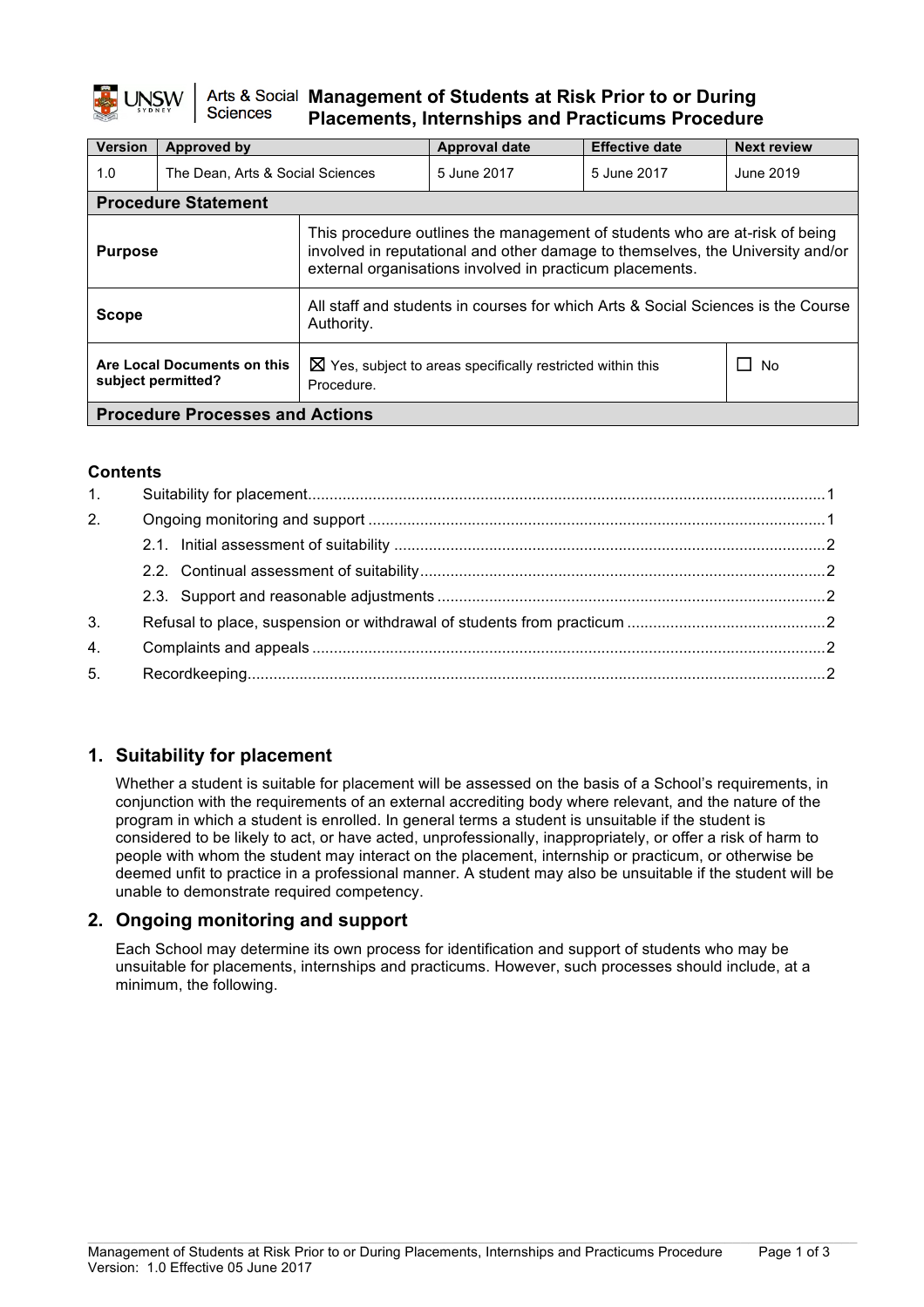# Management of Students at Risk Prior to or During Placements, Internships and Practicums Procedure

| Version | Approved by | Approval date | Effective date | Next review |
|---|---|---|---|---|
| 1.0 | The Dean, Arts & Social Sciences | 5 June 2017 | 5 June 2017 | June 2019 |

**Procedure Statement**

| | |
|---|---|
| **Purpose** | This procedure outlines the management of students who are at-risk of being involved in reputational and other damage to themselves, the University and/or external organisations involved in practicum placements. |
| **Scope** | All staff and students in courses for which Arts & Social Sciences is the Course Authority. |
| **Are Local Documents on this subject permitted?** | ☒ Yes, subject to areas specifically restricted within this Procedure. ☐ No |

**Procedure Processes and Actions**

## Contents

1. Suitability for placement....1
2. Ongoing monitoring and support....1
   - 2.1. Initial assessment of suitability....2
   - 2.2. Continual assessment of suitability....2
   - 2.3. Support and reasonable adjustments....2
3. Refusal to place, suspension or withdrawal of students from practicum....2
4. Complaints and appeals....2
5. Recordkeeping....2

## 1. Suitability for placement

Whether a student is suitable for placement will be assessed on the basis of a School's requirements, in conjunction with the requirements of an external accrediting body where relevant, and the nature of the program in which a student is enrolled. In general terms a student is unsuitable if the student is considered to be likely to act, or have acted, unprofessionally, inappropriately, or offer a risk of harm to people with whom the student may interact on the placement, internship or practicum, or otherwise be deemed unfit to practice in a professional manner. A student may also be unsuitable if the student will be unable to demonstrate required competency.

## 2. Ongoing monitoring and support

Each School may determine its own process for identification and support of students who may be unsuitable for placements, internships and practicums. However, such processes should include, at a minimum, the following.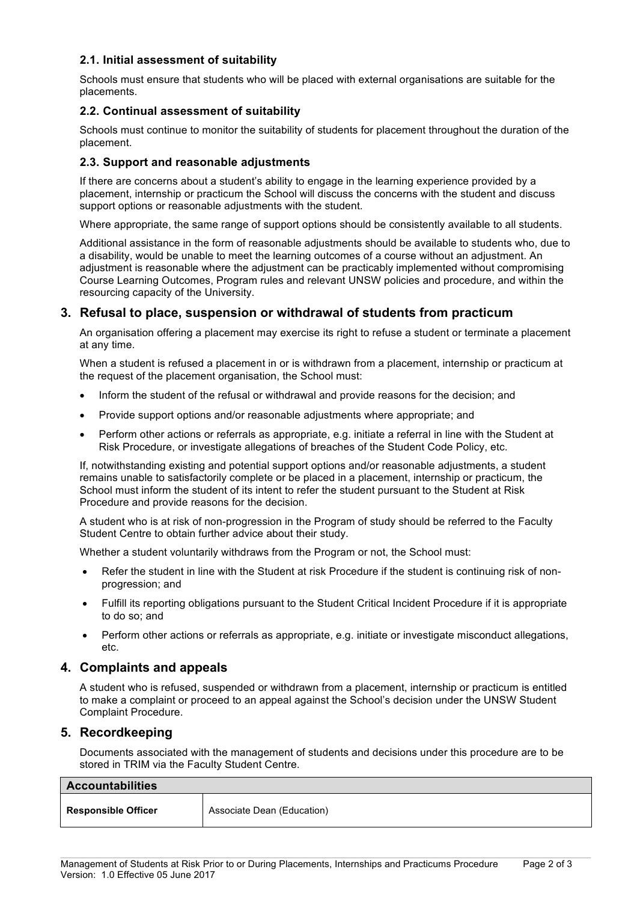### 2.1. Initial assessment of suitability

Schools must ensure that students who will be placed with external organisations are suitable for the placements.

### 2.2. Continual assessment of suitability

Schools must continue to monitor the suitability of students for placement throughout the duration of the placement.

### 2.3. Support and reasonable adjustments

If there are concerns about a student's ability to engage in the learning experience provided by a placement, internship or practicum the School will discuss the concerns with the student and discuss support options or reasonable adjustments with the student.

Where appropriate, the same range of support options should be consistently available to all students.

Additional assistance in the form of reasonable adjustments should be available to students who, due to a disability, would be unable to meet the learning outcomes of a course without an adjustment. An adjustment is reasonable where the adjustment can be practicably implemented without compromising Course Learning Outcomes, Program rules and relevant UNSW policies and procedure, and within the resourcing capacity of the University.

## 3. Refusal to place, suspension or withdrawal of students from practicum

An organisation offering a placement may exercise its right to refuse a student or terminate a placement at any time.

When a student is refused a placement in or is withdrawn from a placement, internship or practicum at the request of the placement organisation, the School must:

- Inform the student of the refusal or withdrawal and provide reasons for the decision; and
- Provide support options and/or reasonable adjustments where appropriate; and
- Perform other actions or referrals as appropriate, e.g. initiate a referral in line with the Student at Risk Procedure, or investigate allegations of breaches of the Student Code Policy, etc.

If, notwithstanding existing and potential support options and/or reasonable adjustments, a student remains unable to satisfactorily complete or be placed in a placement, internship or practicum, the School must inform the student of its intent to refer the student pursuant to the Student at Risk Procedure and provide reasons for the decision.

A student who is at risk of non-progression in the Program of study should be referred to the Faculty Student Centre to obtain further advice about their study.

Whether a student voluntarily withdraws from the Program or not, the School must:

- Refer the student in line with the Student at risk Procedure if the student is continuing risk of non-progression; and
- Fulfill its reporting obligations pursuant to the Student Critical Incident Procedure if it is appropriate to do so; and
- Perform other actions or referrals as appropriate, e.g. initiate or investigate misconduct allegations, etc.

## 4. Complaints and appeals

A student who is refused, suspended or withdrawn from a placement, internship or practicum is entitled to make a complaint or proceed to an appeal against the School's decision under the UNSW Student Complaint Procedure.

## 5. Recordkeeping

Documents associated with the management of students and decisions under this procedure are to be stored in TRIM via the Faculty Student Centre.

| **Accountabilities** | |
|---|---|
| **Responsible Officer** | Associate Dean (Education) |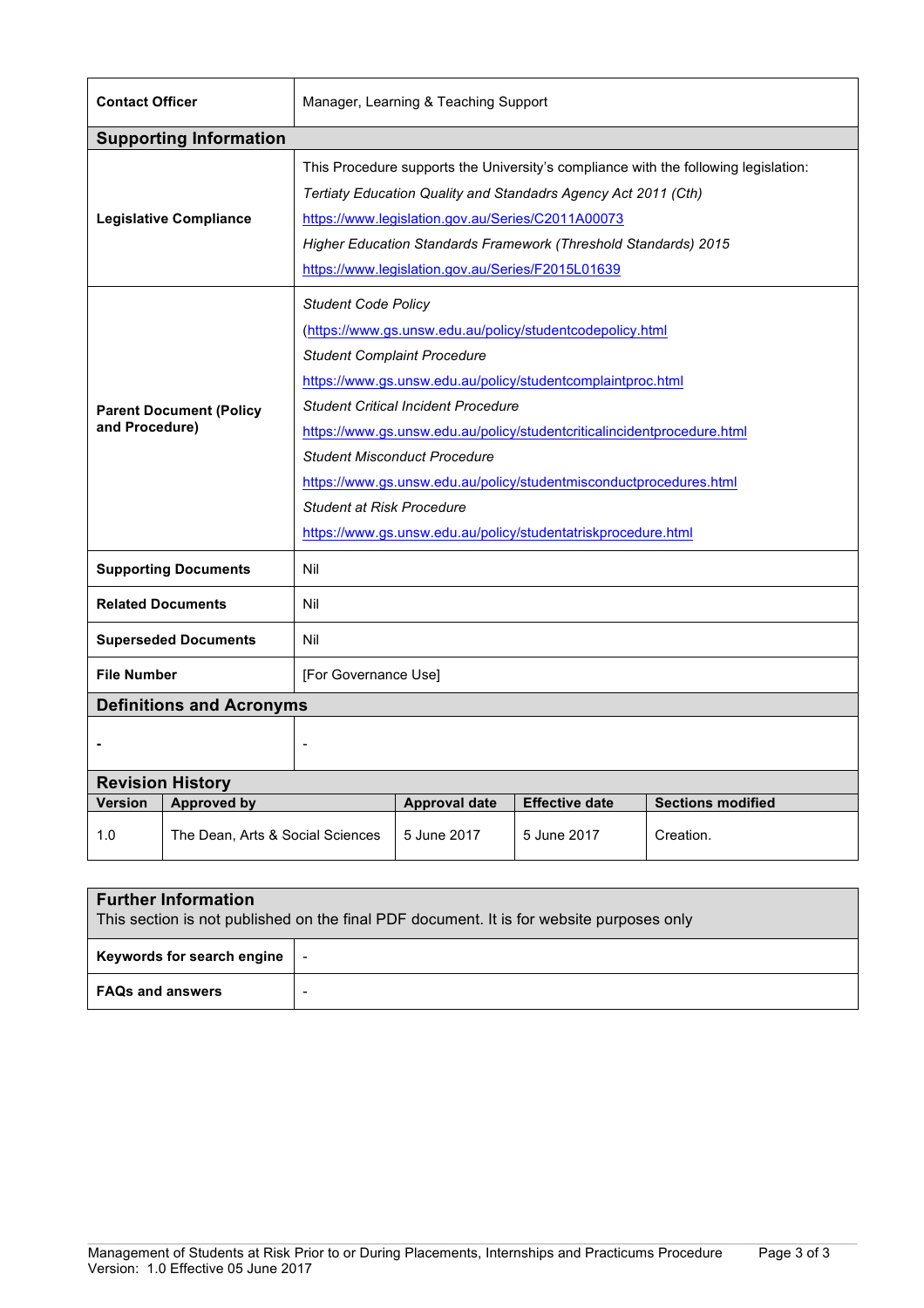| | |
|---|---|
| **Contact Officer** | Manager, Learning & Teaching Support |

## Supporting Information

| | |
|---|---|
| **Legislative Compliance** | This Procedure supports the University's compliance with the following legislation:<br>*Tertiaty Education Quality and Standadrs Agency Act 2011 (Cth)*<br>https://www.legislation.gov.au/Series/C2011A00073<br>*Higher Education Standards Framework (Threshold Standards) 2015*<br>https://www.legislation.gov.au/Series/F2015L01639 |
| **Parent Document (Policy and Procedure)** | *Student Code Policy*<br>(https://www.gs.unsw.edu.au/policy/studentcodepolicy.html<br>*Student Complaint Procedure*<br>https://www.gs.unsw.edu.au/policy/studentcomplaintproc.html<br>*Student Critical Incident Procedure*<br>https://www.gs.unsw.edu.au/policy/studentcriticalincidentprocedure.html<br>*Student Misconduct Procedure*<br>https://www.gs.unsw.edu.au/policy/studentmisconductprocedures.html<br>*Student at Risk Procedure*<br>https://www.gs.unsw.edu.au/policy/studentatriskprocedure.html |
| **Supporting Documents** | Nil |
| **Related Documents** | Nil |
| **Superseded Documents** | Nil |
| **File Number** | [For Governance Use] |

## Definitions and Acronyms

| | |
|---|---|
| **-** | - |

## Revision History

| Version | Approved by | Approval date | Effective date | Sections modified |
|---|---|---|---|---|
| 1.0 | The Dean, Arts & Social Sciences | 5 June 2017 | 5 June 2017 | Creation. |

## Further Information

This section is not published on the final PDF document. It is for website purposes only

| | |
|---|---|
| **Keywords for search engine** | - |
| **FAQs and answers** | - |